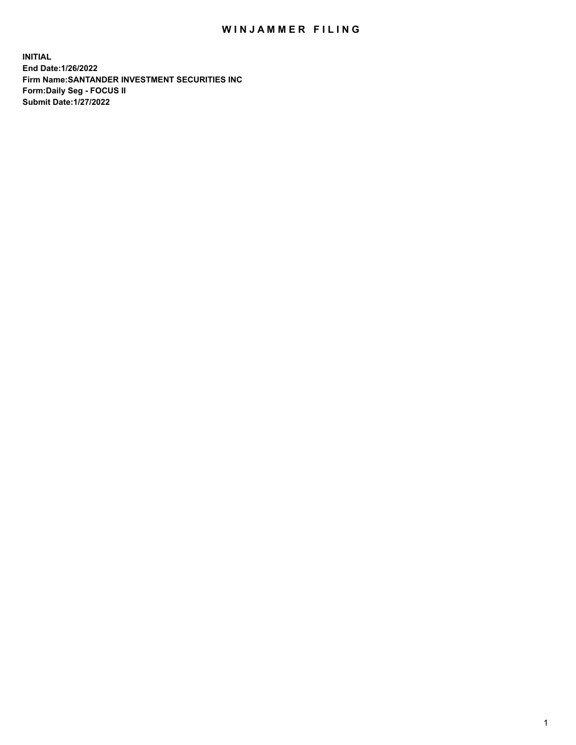# WINJAMMER FILING

**INITIAL**
**End Date:1/26/2022**
**Firm Name:SANTANDER INVESTMENT SECURITIES INC**
**Form:Daily Seg - FOCUS II**
**Submit Date:1/27/2022**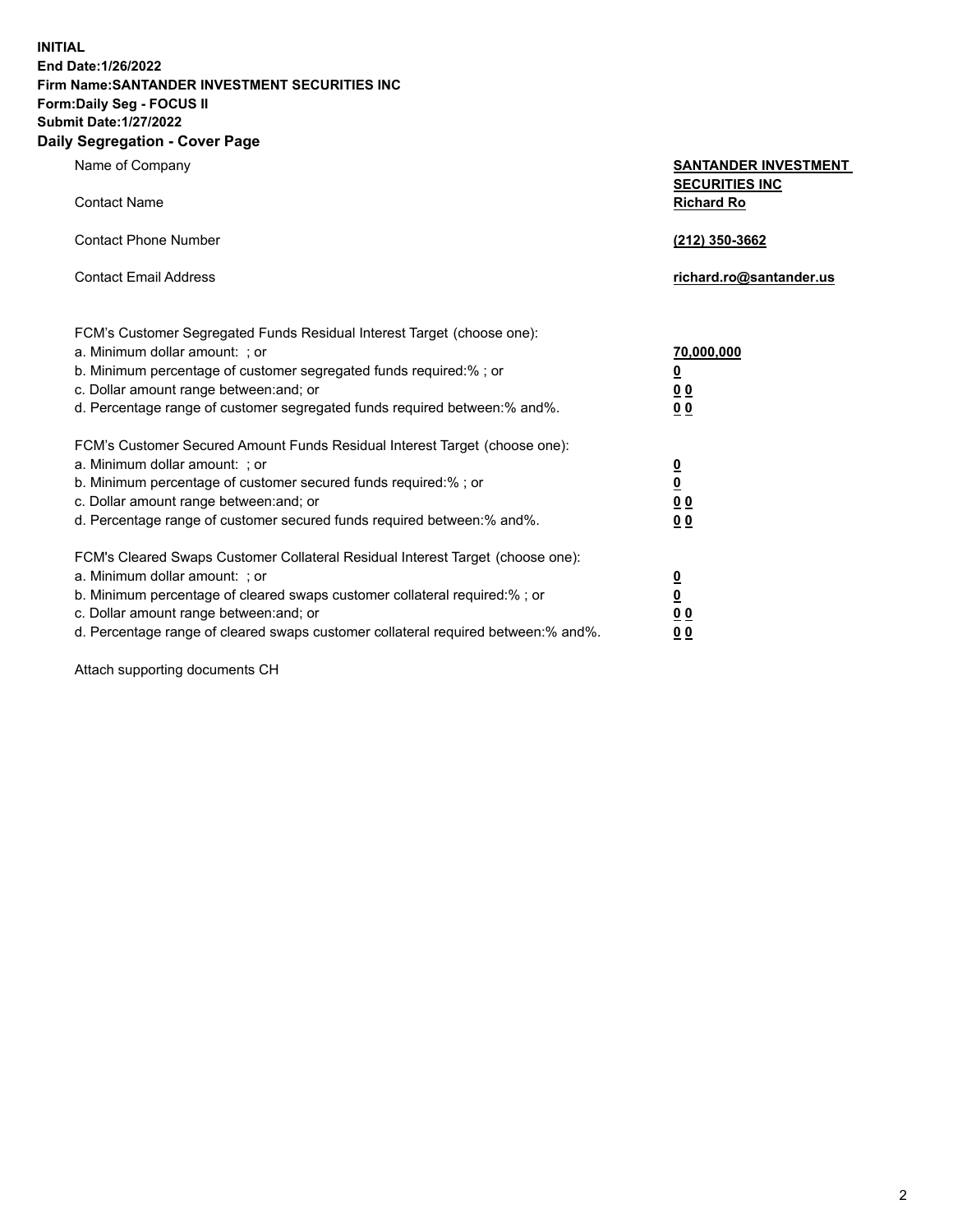**INITIAL**
**End Date:1/26/2022**
**Firm Name:SANTANDER INVESTMENT SECURITIES INC**
**Form:Daily Seg - FOCUS II**
**Submit Date:1/27/2022**

## Daily Segregation - Cover Page

| | |
|---|---|
| Name of Company | **SANTANDER INVESTMENT SECURITIES INC** |
| Contact Name | **Richard Ro** |
| Contact Phone Number | **(212) 350-3662** |
| Contact Email Address | **richard.ro@santander.us** |

| | |
|---|---|
| FCM's Customer Segregated Funds Residual Interest Target (choose one): | |
| a. Minimum dollar amount: ; or | **70,000,000** |
| b. Minimum percentage of customer segregated funds required:% ; or | **0** |
| c. Dollar amount range between:and; or | **0 0** |
| d. Percentage range of customer segregated funds required between:% and%. | **0 0** |
| FCM's Customer Secured Amount Funds Residual Interest Target (choose one): | |
| a. Minimum dollar amount: ; or | **0** |
| b. Minimum percentage of customer secured funds required:% ; or | **0** |
| c. Dollar amount range between:and; or | **0 0** |
| d. Percentage range of customer secured funds required between:% and%. | **0 0** |
| FCM's Cleared Swaps Customer Collateral Residual Interest Target (choose one): | |
| a. Minimum dollar amount: ; or | **0** |
| b. Minimum percentage of cleared swaps customer collateral required:% ; or | **0** |
| c. Dollar amount range between:and; or | **0 0** |
| d. Percentage range of cleared swaps customer collateral required between:% and%. | **0 0** |

Attach supporting documents CH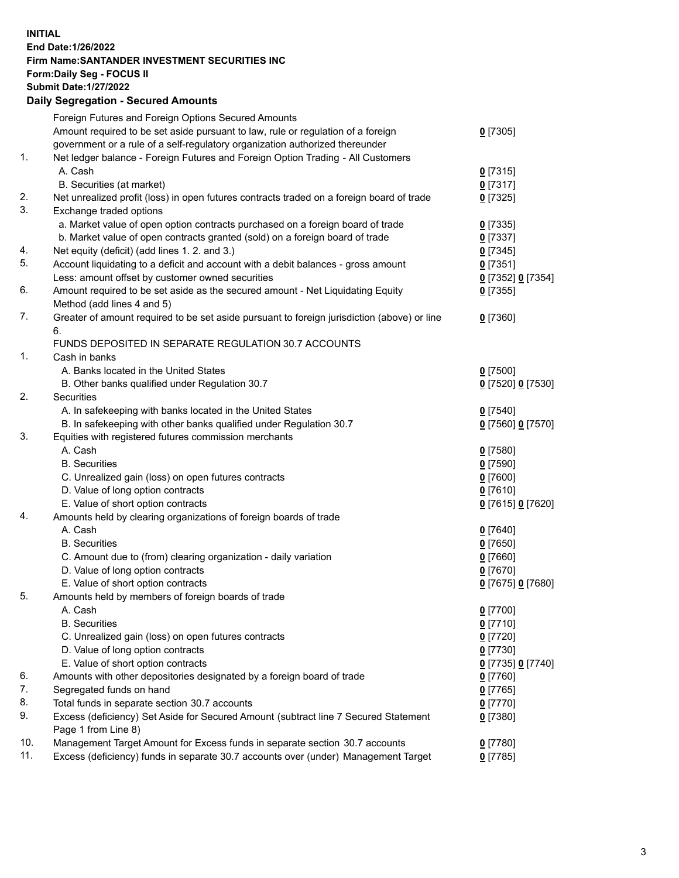**INITIAL**
**End Date:1/26/2022**
**Firm Name:SANTANDER INVESTMENT SECURITIES INC**
**Form:Daily Seg - FOCUS II**
**Submit Date:1/27/2022**

### Daily Segregation - Secured Amounts

| | | |
|---|---|---|
| | Foreign Futures and Foreign Options Secured Amounts | |
| | Amount required to be set aside pursuant to law, rule or regulation of a foreign government or a rule of a self-regulatory organization authorized thereunder | 0 [7305] |
| 1. | Net ledger balance - Foreign Futures and Foreign Option Trading - All Customers | |
| | A. Cash | 0 [7315] |
| | B. Securities (at market) | 0 [7317] |
| 2. | Net unrealized profit (loss) in open futures contracts traded on a foreign board of trade | 0 [7325] |
| 3. | Exchange traded options | |
| | a. Market value of open option contracts purchased on a foreign board of trade | 0 [7335] |
| | b. Market value of open contracts granted (sold) on a foreign board of trade | 0 [7337] |
| 4. | Net equity (deficit) (add lines 1. 2. and 3.) | 0 [7345] |
| 5. | Account liquidating to a deficit and account with a debit balances - gross amount | 0 [7351] |
| | Less: amount offset by customer owned securities | 0 [7352] 0 [7354] |
| 6. | Amount required to be set aside as the secured amount - Net Liquidating Equity Method (add lines 4 and 5) | 0 [7355] |
| 7. | Greater of amount required to be set aside pursuant to foreign jurisdiction (above) or line 6. | 0 [7360] |
| | FUNDS DEPOSITED IN SEPARATE REGULATION 30.7 ACCOUNTS | |
| 1. | Cash in banks | |
| | A. Banks located in the United States | 0 [7500] |
| | B. Other banks qualified under Regulation 30.7 | 0 [7520] 0 [7530] |
| 2. | Securities | |
| | A. In safekeeping with banks located in the United States | 0 [7540] |
| | B. In safekeeping with other banks qualified under Regulation 30.7 | 0 [7560] 0 [7570] |
| 3. | Equities with registered futures commission merchants | |
| | A. Cash | 0 [7580] |
| | B. Securities | 0 [7590] |
| | C. Unrealized gain (loss) on open futures contracts | 0 [7600] |
| | D. Value of long option contracts | 0 [7610] |
| | E. Value of short option contracts | 0 [7615] 0 [7620] |
| 4. | Amounts held by clearing organizations of foreign boards of trade | |
| | A. Cash | 0 [7640] |
| | B. Securities | 0 [7650] |
| | C. Amount due to (from) clearing organization - daily variation | 0 [7660] |
| | D. Value of long option contracts | 0 [7670] |
| | E. Value of short option contracts | 0 [7675] 0 [7680] |
| 5. | Amounts held by members of foreign boards of trade | |
| | A. Cash | 0 [7700] |
| | B. Securities | 0 [7710] |
| | C. Unrealized gain (loss) on open futures contracts | 0 [7720] |
| | D. Value of long option contracts | 0 [7730] |
| | E. Value of short option contracts | 0 [7735] 0 [7740] |
| 6. | Amounts with other depositories designated by a foreign board of trade | 0 [7760] |
| 7. | Segregated funds on hand | 0 [7765] |
| 8. | Total funds in separate section 30.7 accounts | 0 [7770] |
| 9. | Excess (deficiency) Set Aside for Secured Amount (subtract line 7 Secured Statement Page 1 from Line 8) | 0 [7380] |
| 10. | Management Target Amount for Excess funds in separate section 30.7 accounts | 0 [7780] |
| 11. | Excess (deficiency) funds in separate 30.7 accounts over (under) Management Target | 0 [7785] |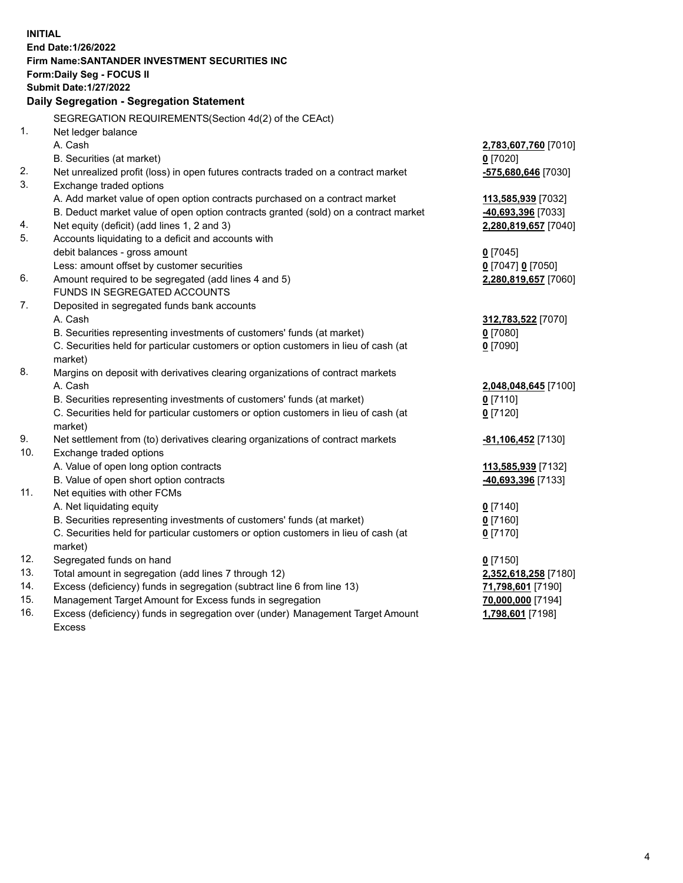**INITIAL**
**End Date:1/26/2022**
**Firm Name:SANTANDER INVESTMENT SECURITIES INC**
**Form:Daily Seg - FOCUS II**
**Submit Date:1/27/2022**

## Daily Segregation - Segregation Statement

SEGREGATION REQUIREMENTS(Section 4d(2) of the CEAct)

| | | |
|---|---|---|
| 1. | Net ledger balance | |
| | A. Cash | **2,783,607,760** [7010] |
| | B. Securities (at market) | **0** [7020] |
| 2. | Net unrealized profit (loss) in open futures contracts traded on a contract market | **-575,680,646** [7030] |
| 3. | Exchange traded options | |
| | A. Add market value of open option contracts purchased on a contract market | **113,585,939** [7032] |
| | B. Deduct market value of open option contracts granted (sold) on a contract market | **-40,693,396** [7033] |
| 4. | Net equity (deficit) (add lines 1, 2 and 3) | **2,280,819,657** [7040] |
| 5. | Accounts liquidating to a deficit and accounts with debit balances - gross amount | **0** [7045] |
| | Less: amount offset by customer securities | **0** [7047] **0** [7050] |
| 6. | Amount required to be segregated (add lines 4 and 5) | **2,280,819,657** [7060] |
| | FUNDS IN SEGREGATED ACCOUNTS | |
| 7. | Deposited in segregated funds bank accounts | |
| | A. Cash | **312,783,522** [7070] |
| | B. Securities representing investments of customers' funds (at market) | **0** [7080] |
| | C. Securities held for particular customers or option customers in lieu of cash (at market) | **0** [7090] |
| 8. | Margins on deposit with derivatives clearing organizations of contract markets | |
| | A. Cash | **2,048,048,645** [7100] |
| | B. Securities representing investments of customers' funds (at market) | **0** [7110] |
| | C. Securities held for particular customers or option customers in lieu of cash (at market) | **0** [7120] |
| 9. | Net settlement from (to) derivatives clearing organizations of contract markets | **-81,106,452** [7130] |
| 10. | Exchange traded options | |
| | A. Value of open long option contracts | **113,585,939** [7132] |
| | B. Value of open short option contracts | **-40,693,396** [7133] |
| 11. | Net equities with other FCMs | |
| | A. Net liquidating equity | **0** [7140] |
| | B. Securities representing investments of customers' funds (at market) | **0** [7160] |
| | C. Securities held for particular customers or option customers in lieu of cash (at market) | **0** [7170] |
| 12. | Segregated funds on hand | **0** [7150] |
| 13. | Total amount in segregation (add lines 7 through 12) | **2,352,618,258** [7180] |
| 14. | Excess (deficiency) funds in segregation (subtract line 6 from line 13) | **71,798,601** [7190] |
| 15. | Management Target Amount for Excess funds in segregation | **70,000,000** [7194] |
| 16. | Excess (deficiency) funds in segregation over (under) Management Target Amount Excess | **1,798,601** [7198] |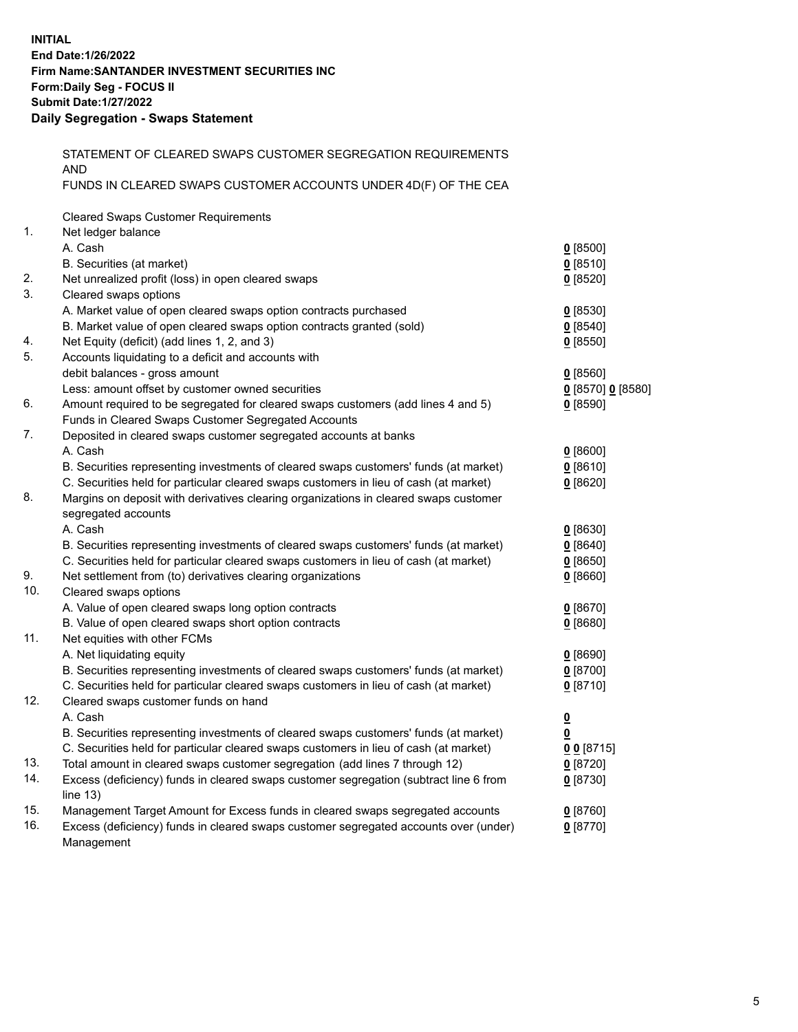**INITIAL**
**End Date:1/26/2022**
**Firm Name:SANTANDER INVESTMENT SECURITIES INC**
**Form:Daily Seg - FOCUS II**
**Submit Date:1/27/2022**
**Daily Segregation - Swaps Statement**

STATEMENT OF CLEARED SWAPS CUSTOMER SEGREGATION REQUIREMENTS AND FUNDS IN CLEARED SWAPS CUSTOMER ACCOUNTS UNDER 4D(F) OF THE CEA

| | | |
|---|---|---|
| | Cleared Swaps Customer Requirements | |
| 1. | Net ledger balance | |
| | A. Cash | 0 [8500] |
| | B. Securities (at market) | 0 [8510] |
| 2. | Net unrealized profit (loss) in open cleared swaps | 0 [8520] |
| 3. | Cleared swaps options | |
| | A. Market value of open cleared swaps option contracts purchased | 0 [8530] |
| | B. Market value of open cleared swaps option contracts granted (sold) | 0 [8540] |
| 4. | Net Equity (deficit) (add lines 1, 2, and 3) | 0 [8550] |
| 5. | Accounts liquidating to a deficit and accounts with debit balances - gross amount | 0 [8560] |
| | Less: amount offset by customer owned securities | 0 [8570] 0 [8580] |
| 6. | Amount required to be segregated for cleared swaps customers (add lines 4 and 5) | 0 [8590] |
| | Funds in Cleared Swaps Customer Segregated Accounts | |
| 7. | Deposited in cleared swaps customer segregated accounts at banks | |
| | A. Cash | 0 [8600] |
| | B. Securities representing investments of cleared swaps customers' funds (at market) | 0 [8610] |
| | C. Securities held for particular cleared swaps customers in lieu of cash (at market) | 0 [8620] |
| 8. | Margins on deposit with derivatives clearing organizations in cleared swaps customer segregated accounts | |
| | A. Cash | 0 [8630] |
| | B. Securities representing investments of cleared swaps customers' funds (at market) | 0 [8640] |
| | C. Securities held for particular cleared swaps customers in lieu of cash (at market) | 0 [8650] |
| 9. | Net settlement from (to) derivatives clearing organizations | 0 [8660] |
| 10. | Cleared swaps options | |
| | A. Value of open cleared swaps long option contracts | 0 [8670] |
| | B. Value of open cleared swaps short option contracts | 0 [8680] |
| 11. | Net equities with other FCMs | |
| | A. Net liquidating equity | 0 [8690] |
| | B. Securities representing investments of cleared swaps customers' funds (at market) | 0 [8700] |
| | C. Securities held for particular cleared swaps customers in lieu of cash (at market) | 0 [8710] |
| 12. | Cleared swaps customer funds on hand | |
| | A. Cash | 0 |
| | B. Securities representing investments of cleared swaps customers' funds (at market) | 0 |
| | C. Securities held for particular cleared swaps customers in lieu of cash (at market) | 0 0 [8715] |
| 13. | Total amount in cleared swaps customer segregation (add lines 7 through 12) | 0 [8720] |
| 14. | Excess (deficiency) funds in cleared swaps customer segregation (subtract line 6 from line 13) | 0 [8730] |
| 15. | Management Target Amount for Excess funds in cleared swaps segregated accounts | 0 [8760] |
| 16. | Excess (deficiency) funds in cleared swaps customer segregated accounts over (under) Management | 0 [8770] |